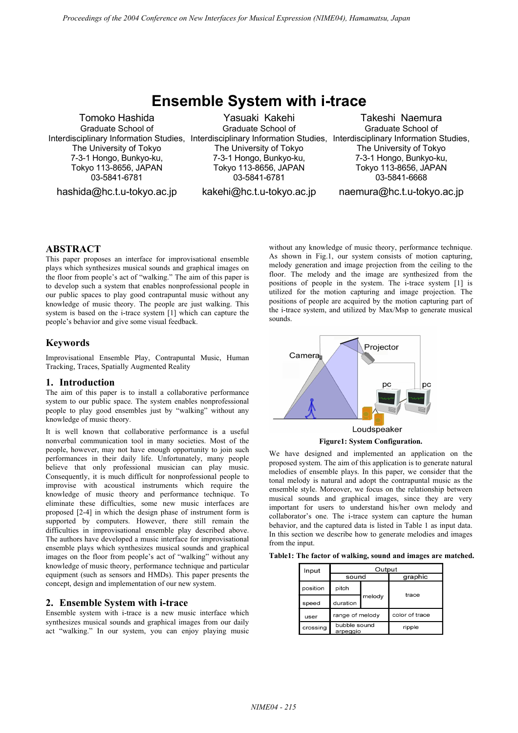# Ensemble System with i-trace

Tomoko Hashida
Graduate School of Interdisciplinary Information Studies,
The University of Tokyo
7-3-1 Hongo, Bunkyo-ku,
Tokyo 113-8656, JAPAN
03-5841-6781
hashida@hc.t.u-tokyo.ac.jp

Yasuaki Kakehi
Graduate School of Interdisciplinary Information Studies,
The University of Tokyo
7-3-1 Hongo, Bunkyo-ku,
Tokyo 113-8656, JAPAN
03-5841-6781
kakehi@hc.t.u-tokyo.ac.jp

Takeshi Naemura
Graduate School of Interdisciplinary Information Studies,
The University of Tokyo
7-3-1 Hongo, Bunkyo-ku,
Tokyo 113-8656, JAPAN
03-5841-6668
naemura@hc.t.u-tokyo.ac.jp

## ABSTRACT

This paper proposes an interface for improvisational ensemble plays which synthesizes musical sounds and graphical images on the floor from people's act of "walking." The aim of this paper is to develop such a system that enables nonprofessional people in our public spaces to play good contrapuntal music without any knowledge of music theory. The people are just walking. This system is based on the i-trace system [1] which can capture the people's behavior and give some visual feedback.

## Keywords

Improvisational Ensemble Play, Contrapuntal Music, Human Tracking, Traces, Spatially Augmented Reality

## 1. Introduction

The aim of this paper is to install a collaborative performance system to our public space. The system enables nonprofessional people to play good ensembles just by "walking" without any knowledge of music theory.

It is well known that collaborative performance is a useful nonverbal communication tool in many societies. Most of the people, however, may not have enough opportunity to join such performances in their daily life. Unfortunately, many people believe that only professional musician can play music. Consequently, it is much difficult for nonprofessional people to improvise with acoustical instruments which require the knowledge of music theory and performance technique. To eliminate these difficulties, some new music interfaces are proposed [2-4] in which the design phase of instrument form is supported by computers. However, there still remain the difficulties in improvisational ensemble play described above. The authors have developed a music interface for improvisational ensemble plays which synthesizes musical sounds and graphical images on the floor from people's act of "walking" without any knowledge of music theory, performance technique and particular equipment (such as sensors and HMDs). This paper presents the concept, design and implementation of our new system.

## 2. Ensemble System with i-trace

Ensemble system with i-trace is a new music interface which synthesizes musical sounds and graphical images from our daily act "walking." In our system, you can enjoy playing music without any knowledge of music theory, performance technique. As shown in Fig.1, our system consists of motion capturing, melody generation and image projection from the ceiling to the floor. The melody and the image are synthesized from the positions of people in the system. The i-trace system [1] is utilized for the motion capturing and image projection. The positions of people are acquired by the motion capturing part of the i-trace system, and utilized by Max/Msp to generate musical sounds.

**Figure1: System Configuration.**

We have designed and implemented an application on the proposed system. The aim of this application is to generate natural melodies of ensemble plays. In this paper, we consider that the tonal melody is natural and adopt the contrapuntal music as the ensemble style. Moreover, we focus on the relationship between musical sounds and graphical images, since they are very important for users to understand his/her own melody and collaborator's one. The i-trace system can capture the human behavior, and the captured data is listed in Table 1 as input data. In this section we describe how to generate melodies and images from the input.

**Table1: The factor of walking, sound and images are matched.**

| Input | Output | | |
|---|---|---|---|
| | sound | | graphic |
| position | pitch | melody | trace |
| speed | duration | | |
| user | range of melody | | color of trace |
| crossing | bubble sound arpeggio | | ripple |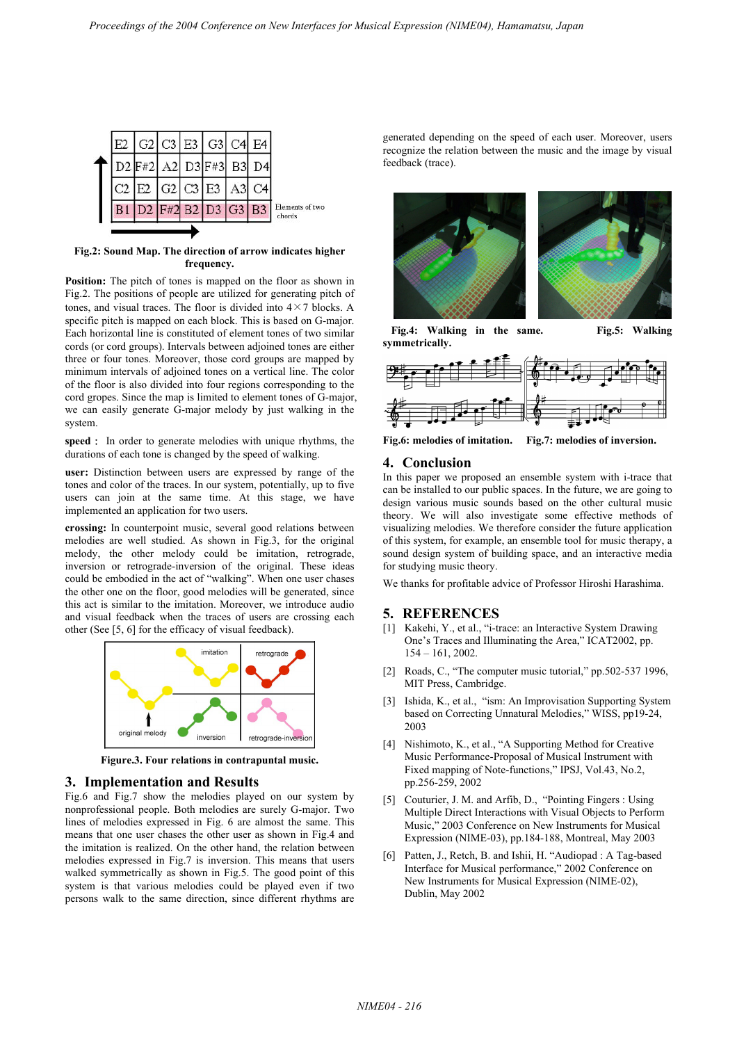| | | | | | | |
|---|---|---|---|---|---|---|
| E2 | G2 | C3 | E3 | G3 | C4 | E4 |
| D2 | F#2 | A2 | D3 | F#3 | B3 | D4 |
| C2 | E2 | G2 | C3 | E3 | A3 | C4 |
| B1 | D2 | F#2 | B2 | D3 | G3 | B3 |

Elements of two chords

**Fig.2: Sound Map. The direction of arrow indicates higher frequency.**

**Position:** The pitch of tones is mapped on the floor as shown in Fig.2. The positions of people are utilized for generating pitch of tones, and visual traces. The floor is divided into 4×7 blocks. A specific pitch is mapped on each block. This is based on G-major. Each horizontal line is constituted of element tones of two similar cords (or cord groups). Intervals between adjoined tones are either three or four tones. Moreover, those cord groups are mapped by minimum intervals of adjoined tones on a vertical line. The color of the floor is also divided into four regions corresponding to the cord gropes. Since the map is limited to element tones of G-major, we can easily generate G-major melody by just walking in the system.

**speed** : In order to generate melodies with unique rhythms, the durations of each tone is changed by the speed of walking.

**user:** Distinction between users are expressed by range of the tones and color of the traces. In our system, potentially, up to five users can join at the same time. At this stage, we have implemented an application for two users.

**crossing:** In counterpoint music, several good relations between melodies are well studied. As shown in Fig.3, for the original melody, the other melody could be imitation, retrograde, inversion or retrograde-inversion of the original. These ideas could be embodied in the act of "walking". When one user chases the other one on the floor, good melodies will be generated, since this act is similar to the imitation. Moreover, we introduce audio and visual feedback when the traces of users are crossing each other (See [5, 6] for the efficacy of visual feedback).

imitation
retrograde
original melody
inversion
retrograde-inversion

**Figure.3. Four relations in contrapuntal music.**

## 3. Implementation and Results

Fig.6 and Fig.7 show the melodies played on our system by nonprofessional people. Both melodies are surely G-major. Two lines of melodies expressed in Fig. 6 are almost the same. This means that one user chases the other user as shown in Fig.4 and the imitation is realized. On the other hand, the relation between melodies expressed in Fig.7 is inversion. This means that users walked symmetrically as shown in Fig.5. The good point of this system is that various melodies could be played even if two persons walk to the same direction, since different rhythms are generated depending on the speed of each user. Moreover, users recognize the relation between the music and the image by visual feedback (trace).

**Fig.4: Walking in the same.** **Fig.5: Walking symmetrically.**

**Fig.6: melodies of imitation.** **Fig.7: melodies of inversion.**

## 4. Conclusion

In this paper we proposed an ensemble system with i-trace that can be installed to our public spaces. In the future, we are going to design various music sounds based on the other cultural music theory. We will also investigate some effective methods of visualizing melodies. We therefore consider the future application of this system, for example, an ensemble tool for music therapy, a sound design system of building space, and an interactive media for studying music theory.

We thanks for profitable advice of Professor Hiroshi Harashima.

## 5. REFERENCES

[1] Kakehi, Y., et al., "i-trace: an Interactive System Drawing One's Traces and Illuminating the Area," ICAT2002, pp. 154 – 161, 2002.

[2] Roads, C., "The computer music tutorial," pp.502-537 1996, MIT Press, Cambridge.

[3] Ishida, K., et al., "ism: An Improvisation Supporting System based on Correcting Unnatural Melodies," WISS, pp19-24, 2003

[4] Nishimoto, K., et al., "A Supporting Method for Creative Music Performance-Proposal of Musical Instrument with Fixed mapping of Note-functions," IPSJ, Vol.43, No.2, pp.256-259, 2002

[5] Couturier, J. M. and Arfib, D., "Pointing Fingers : Using Multiple Direct Interactions with Visual Objects to Perform Music," 2003 Conference on New Instruments for Musical Expression (NIME-03), pp.184-188, Montreal, May 2003

[6] Patten, J., Retch, B. and Ishii, H. "Audiopad : A Tag-based Interface for Musical performance," 2002 Conference on New Instruments for Musical Expression (NIME-02), Dublin, May 2002